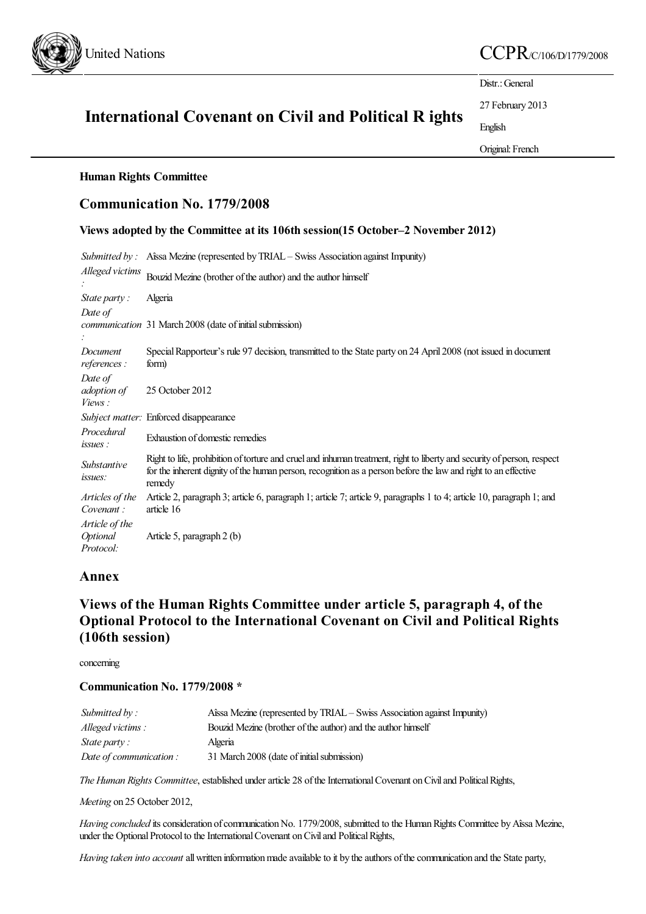United Nations

# CCPR/C/106/D/1779/2008

Distr.: General

27 February 2013

English

Original: French

## International Covenant on Civil and Political Rights

**Human Rights Committee**

## Communication No. 1779/2008

### Views adopted by the Committee at its 106th session (15 October–2 November 2012)

| | |
|---|---|
| *Submitted by :* | Aîssa Mezine (represented by TRIAL – Swiss Association against Impunity) |
| *Alleged victims :* | Bouzid Mezine (brother of the author) and the author himself |
| *State party :* | Algeria |
| *Date of communication :* | 31 March 2008 (date of initial submission) |
| *Document references :* | Special Rapporteur's rule 97 decision, transmitted to the State party on 24 April 2008 (not issued in document form) |
| *Date of adoption of Views :* | 25 October 2012 |
| *Subject matter:* | Enforced disappearance |
| *Procedural issues :* | Exhaustion of domestic remedies |
| *Substantive issues:* | Right to life, prohibition of torture and cruel and inhuman treatment, right to liberty and security of person, respect for the inherent dignity of the human person, recognition as a person before the law and right to an effective remedy |
| *Articles of the Covenant :* | Article 2, paragraph 3; article 6, paragraph 1; article 7; article 9, paragraphs 1 to 4; article 10, paragraph 1; and article 16 |
| *Article of the Optional Protocol:* | Article 5, paragraph 2 (b) |

## Annex

## Views of the Human Rights Committee under article 5, paragraph 4, of the Optional Protocol to the International Covenant on Civil and Political Rights (106th session)

concerning

### Communication No. 1779/2008 *

| | |
|---|---|
| *Submitted by :* | Aîssa Mezine (represented by TRIAL – Swiss Association against Impunity) |
| *Alleged victims :* | Bouzid Mezine (brother of the author) and the author himself |
| *State party :* | Algeria |
| *Date of communication :* | 31 March 2008 (date of initial submission) |

*The Human Rights Committee*, established under article 28 of the International Covenant on Civil and Political Rights,

*Meeting* on 25 October 2012,

*Having concluded* its consideration of communication No. 1779/2008, submitted to the Human Rights Committee by Aîssa Mezine, under the Optional Protocol to the International Covenant on Civil and Political Rights,

*Having taken into account* all written information made available to it by the authors of the communication and the State party,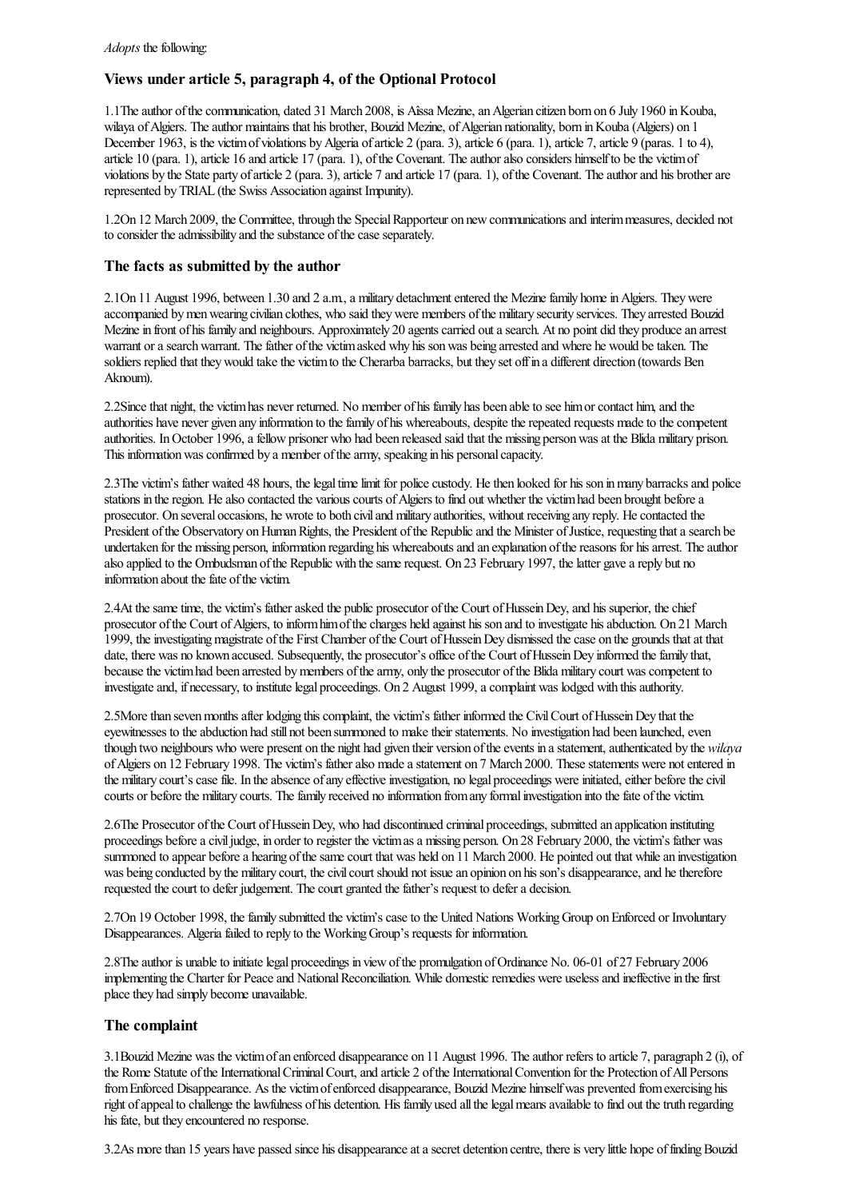*Adopts* the following:

## Views under article 5, paragraph 4, of the Optional Protocol

1.1 The author of the communication, dated 31 March 2008, is Aïssa Mezine, an Algerian citizen born on 6 July 1960 in Kouba, wilaya of Algiers. The author maintains that his brother, Bouzid Mezine, of Algerian nationality, born in Kouba (Algiers) on 1 December 1963, is the victim of violations by Algeria of article 2 (para. 3), article 6 (para. 1), article 7, article 9 (paras. 1 to 4), article 10 (para. 1), article 16 and article 17 (para. 1), of the Covenant. The author also considers himself to be the victim of violations by the State party of article 2 (para. 3), article 7 and article 17 (para. 1), of the Covenant. The author and his brother are represented by TRIAL (the Swiss Association against Impunity).

1.2 On 12 March 2009, the Committee, through the Special Rapporteur on new communications and interim measures, decided not to consider the admissibility and the substance of the case separately.

## The facts as submitted by the author

2.1 On 11 August 1996, between 1.30 and 2 a.m., a military detachment entered the Mezine family home in Algiers. They were accompanied by men wearing civilian clothes, who said they were members of the military security services. They arrested Bouzid Mezine in front of his family and neighbours. Approximately 20 agents carried out a search. At no point did they produce an arrest warrant or a search warrant. The father of the victim asked why his son was being arrested and where he would be taken. The soldiers replied that they would take the victim to the Cherarba barracks, but they set off in a different direction (towards Ben Aknoun).

2.2 Since that night, the victim has never returned. No member of his family has been able to see him or contact him, and the authorities have never given any information to the family of his whereabouts, despite the repeated requests made to the competent authorities. In October 1996, a fellow prisoner who had been released said that the missing person was at the Blida military prison. This information was confirmed by a member of the army, speaking in his personal capacity.

2.3 The victim's father waited 48 hours, the legal time limit for police custody. He then looked for his son in many barracks and police stations in the region. He also contacted the various courts of Algiers to find out whether the victim had been brought before a prosecutor. On several occasions, he wrote to both civil and military authorities, without receiving any reply. He contacted the President of the Observatory on Human Rights, the President of the Republic and the Minister of Justice, requesting that a search be undertaken for the missing person, information regarding his whereabouts and an explanation of the reasons for his arrest. The author also applied to the Ombudsman of the Republic with the same request. On 23 February 1997, the latter gave a reply but no information about the fate of the victim.

2.4 At the same time, the victim's father asked the public prosecutor office of the Court of Hussein Dey, and his superior, the chief prosecutor of the Court of Algiers, to inform him of the charges held against his son and to investigate his abduction. On 21 March 1999, the investigating magistrate of the First Chamber of the Court of Hussein Dey dismissed the case on the grounds that at that date, there was no known accused. Subsequently, the prosecutor's office of the Court of Hussein Dey informed the family that, because the victim had been arrested by members of the army, only the prosecutor of the Blida military court was competent to investigate and, if necessary, to institute legal proceedings. On 2 August 1999, a complaint was lodged with this authority.

2.5 More than seven months after lodging this complaint, the victim's father informed the Civil Court of Hussein Dey that the eyewitnesses to the abduction had still not been summoned to make their statements. No investigation had been launched, even though two neighbours who were present on the night had given their version of the events in a statement, authenticated by the *wilaya* of Algiers on 12 February 1998. The victim's father also made a statement on 7 March 2000. These statements were not entered in the military court's case file. In the absence of any effective investigation, no legal proceedings were initiated, either before the civil courts or before the military courts. The family received no information from any formal investigation into the fate of the victim.

2.6 The Prosecutor of the Court of Hussein Dey, who had discontinued criminal proceedings, submitted an application instituting proceedings before a civil judge, in order to register the victim as a missing person. On 28 February 2000, the victim's father was summoned to appear before a hearing of the same court that was held on 11 March 2000. He pointed out that while an investigation was being conducted by the military court, the civil court should not issue an opinion on his son's disappearance, and he therefore requested the court to defer judgement. The court granted the father's request to defer a decision.

2.7 On 19 October 1998, the family submitted the victim's case to the United Nations Working Group on Enforced or Involuntary Disappearances. Algeria failed to reply to the Working Group's requests for information.

2.8 The author is unable to initiate legal proceedings in view of the promulgation of Ordinance No. 06-01 of 27 February 2006 implementing the Charter for Peace and National Reconciliation. While domestic remedies were useless and ineffective in the first place they had simply become unavailable.

## The complaint

3.1 Bouzid Mezine was the victim of an enforced disappearance on 11 August 1996. The author refers to article 7, paragraph 2 (i), of the Rome Statute of the International Criminal Court, and article 2 of the International Convention for the Protection of All Persons from Enforced Disappearance. As the victim of enforced disappearance, Bouzid Mezine himself was prevented from exercising his right of appeal to challenge the lawfulness of his detention. His family used all the legal means available to find out the truth regarding his fate, but they encountered no response.

3.2 As more than 15 years have passed since his disappearance at a secret detention centre, there is very little hope of finding Bouzid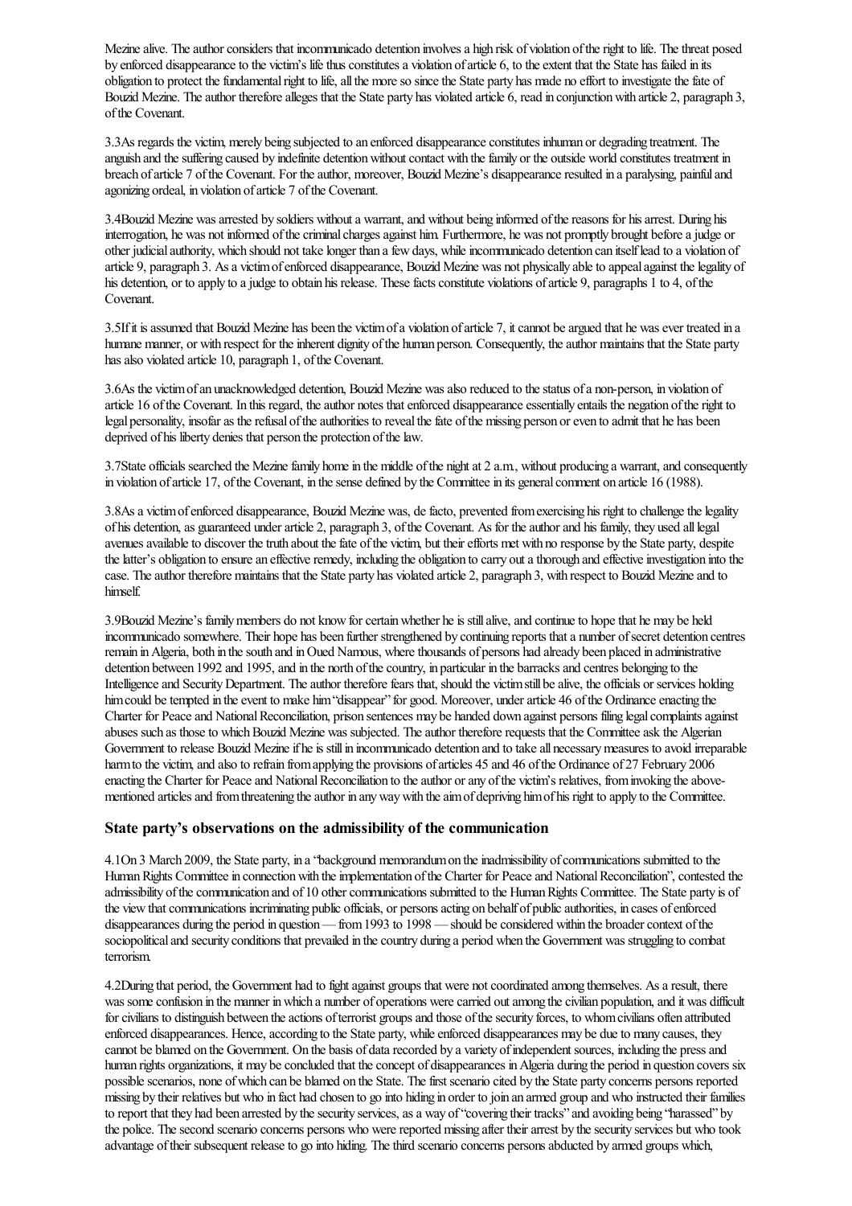Mezine alive. The author considers that incommunicado detention involves a high risk of violation of the right to life. The threat posed by enforced disappearance to the victim's life thus constitutes a violation of article 6, to the extent that the State has failed in its obligation to protect the fundamental right to life, all the more so since the State party has made no effort to investigate the fate of Bouzid Mezine. The author therefore alleges that the State party has violated article 6, read in conjunction with article 2, paragraph 3, of the Covenant.

3.3As regards the victim, merely being subjected to an enforced disappearance constitutes inhuman or degrading treatment. The anguish and the suffering caused by indefinite detention without contact with the family or the outside world constitutes treatment in breach of article 7 of the Covenant. For the author, moreover, Bouzid Mezine's disappearance resulted in a paralysing, painful and agonizing ordeal, in violation of article 7 of the Covenant.

3.4Bouzid Mezine was arrested by soldiers without a warrant, and without being informed of the reasons for his arrest. During his interrogation, he was not informed of the criminal charges against him. Furthermore, he was not promptly brought before a judge or other judicial authority, which should not take longer than a few days, while incommunicado detention can itself lead to a violation of article 9, paragraph 3. As a victim of enforced disappearance, Bouzid Mezine was not physically able to appeal against the legality of his detention, or to apply to a judge to obtain his release. These facts constitute violations of article 9, paragraphs 1 to 4, of the Covenant.

3.5If it is assumed that Bouzid Mezine has been the victim of a violation of article 7, it cannot be argued that he was ever treated in a humane manner, or with respect for the inherent dignity of the human person. Consequently, the author maintains that the State party has also violated article 10, paragraph 1, of the Covenant.

3.6As the victim of an unacknowledged detention, Bouzid Mezine was also reduced to the status of a non-person, in violation of article 16 of the Covenant. In this regard, the author notes that enforced disappearance essentially entails the negation of the right to legal personality, insofar as the refusal of the authorities to reveal the fate of the missing person or even to admit that he has been deprived of his liberty denies that person the protection of the law.

3.7State officials searched the Mezine family home in the middle of the night at 2 a.m., without producing a warrant, and consequently in violation of article 17, of the Covenant, in the sense defined by the Committee in its general comment on article 16 (1988).

3.8As a victim of enforced disappearance, Bouzid Mezine was, de facto, prevented from exercising his right to challenge the legality of his detention, as guaranteed under article 2, paragraph 3, of the Covenant. As for the author and his family, they used all legal avenues available to discover the truth about the fate of the victim, but their efforts met with no response by the State party, despite the latter's obligation to ensure an effective remedy, including the obligation to carry out a thorough and effective investigation into the case. The author therefore maintains that the State party has violated article 2, paragraph 3, with respect to Bouzid Mezine and to himself.

3.9Bouzid Mezine's family members do not know for certain whether he is still alive, and continue to hope that he may be held incommunicado somewhere. Their hope has been further strengthened by continuing reports that a number of secret detention centres remain in Algeria, both in the south and in Oued Namous, where thousands of persons had already been placed in administrative detention between 1992 and 1995, and in the north of the country, in particular in the barracks and centres belonging to the Intelligence and Security Department. The author therefore fears that, should the victim still be alive, the officials or services holding him could be tempted in the event to make him "disappear" for good. Moreover, under article 46 of the Ordinance enacting the Charter for Peace and National Reconciliation, prison sentences may be handed down against persons filing legal complaints against abuses such as those to which Bouzid Mezine was subjected. The author therefore requests that the Committee ask the Algerian Government to release Bouzid Mezine if he is still in incommunicado detention and to take all necessary measures to avoid irreparable harm to the victim, and also to refrain from applying the provisions of articles 45 and 46 of the Ordinance of 27 February 2006 enacting the Charter for Peace and National Reconciliation to the author or any of the victim's relatives, from invoking the above-mentioned articles and from threatening the author in any way with the aim of depriving him of his right to apply to the Committee.

### State party's observations on the admissibility of the communication

4.1On 3 March 2009, the State party, in a "background memorandum on the inadmissibility of communications submitted to the Human Rights Committee in connection with the implementation of the Charter for Peace and National Reconciliation", contested the admissibility of the communication and of 10 other communications submitted to the Human Rights Committee. The State party is of the view that communications incriminating public officials, or persons acting on behalf of public authorities, in cases of enforced disappearances during the period in question — from 1993 to 1998 — should be considered within the broader context of the sociopolitical and security conditions that prevailed in the country during a period when the Government was struggling to combat terrorism.

4.2During that period, the Government had to fight against groups that were not coordinated among themselves. As a result, there was some confusion in the manner in which a number of operations were carried out among the civilian population, and it was difficult for civilians to distinguish between the actions of terrorist groups and those of the security forces, to whom civilians often attributed enforced disappearances. Hence, according to the State party, while enforced disappearances may be due to many causes, they cannot be blamed on the Government. On the basis of data recorded by a variety of independent sources, including the press and human rights organizations, it may be concluded that the concept of disappearances in Algeria during the period in question covers six possible scenarios, none of which can be blamed on the State. The first scenario cited by the State party concerns persons reported missing by their relatives but who in fact had chosen to go into hiding in order to join an armed group and who instructed their families to report that they had been arrested by the security services, as a way of "covering their tracks" and avoiding being "harassed" by the police. The second scenario concerns persons who were reported missing after their arrest by the security services but who took advantage of their subsequent release to go into hiding. The third scenario concerns persons abducted by armed groups which,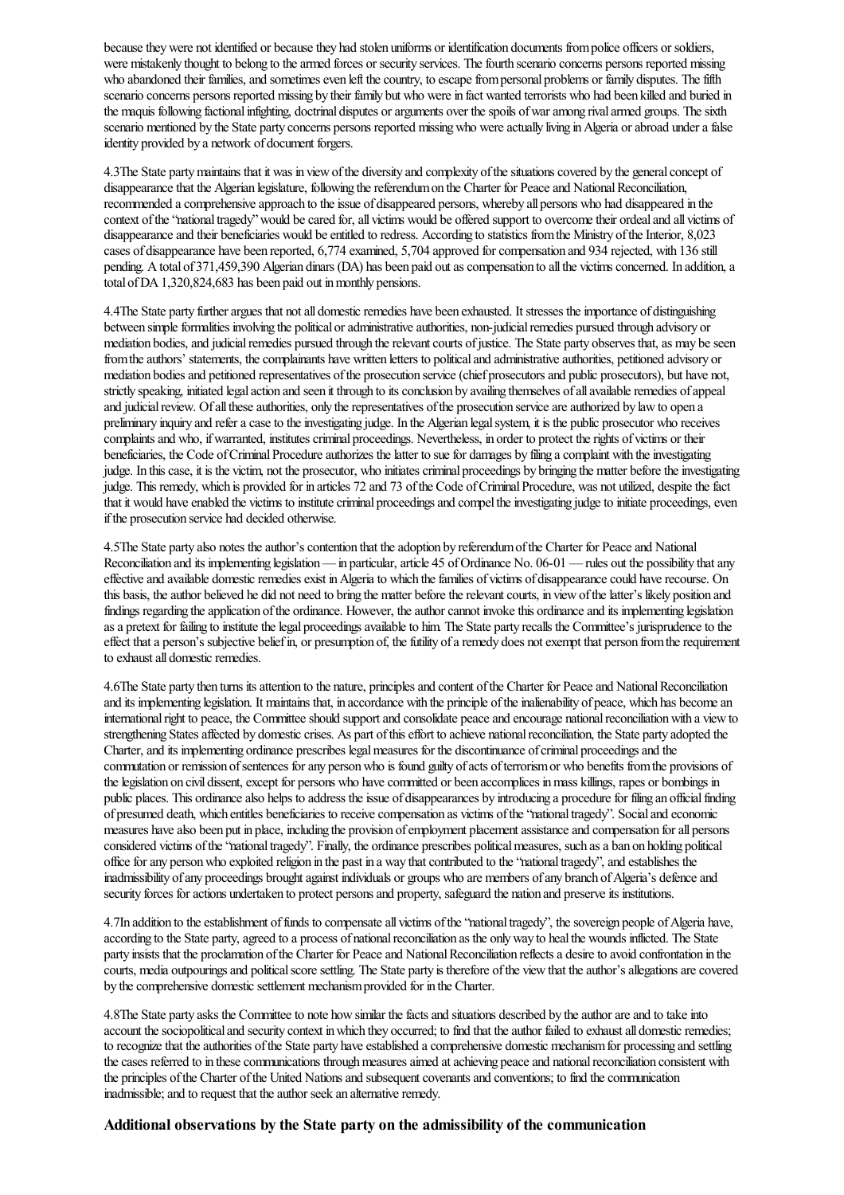because they were not identified or because they had stolen uniforms or identification documents from police officers or soldiers, were mistakenly thought to belong to the armed forces or security services. The fourth scenario concerns persons reported missing who abandoned their families, and sometimes even left the country, to escape from personal problems or family disputes. The fifth scenario concerns persons reported missing by their family but who were in fact wanted terrorists who had been killed and buried in the maquis following factional infighting, doctrinal disputes or arguments over the spoils of war among rival armed groups. The sixth scenario mentioned by the State party concerns persons reported missing who were actually living in Algeria or abroad under a false identity provided by a network of document forgers.

4.3The State party maintains that it was in view of the diversity and complexity of the situations covered by the general concept of disappearance that the Algerian legislature, following the referendum on the Charter for Peace and National Reconciliation, recommended a comprehensive approach to the issue of disappeared persons, whereby all persons who had disappeared in the context of the "national tragedy" would be cared for, all victims would be offered support to overcome their ordeal and all victims of disappearance and their beneficiaries would be entitled to redress. According to statistics from the Ministry of the Interior, 8,023 cases of disappearance have been reported, 6,774 examined, 5,704 approved for compensation and 934 rejected, with 136 still pending. A total of 371,459,390 Algerian dinars (DA) has been paid out as compensation to all the victims concerned. In addition, a total of DA 1,320,824,683 has been paid out in monthly pensions.

4.4The State party further argues that not all domestic remedies have been exhausted. It stresses the importance of distinguishing between simple formalities involving the political or administrative authorities, non-judicial remedies pursued through advisory or mediation bodies, and judicial remedies pursued through the relevant courts of justice. The State party observes that, as may be seen from the authors' statements, the complainants have written letters to political and administrative authorities, petitioned advisory or mediation bodies and petitioned representatives of the prosecution service (chief prosecutors and public prosecutors), but have not, strictly speaking, initiated legal action and seen it through to its conclusion by availing themselves of all available remedies of appeal and judicial review. Of all these authorities, only the representatives of the prosecution service are authorized by law to open a preliminary inquiry and refer a case to the investigating judge. In the Algerian legal system, it is the public prosecutor who receives complaints and who, if warranted, institutes criminal proceedings. Nevertheless, in order to protect the rights of victims or their beneficiaries, the Code of Criminal Procedure authorizes the latter to sue for damages by filing a complaint with the investigating judge. In this case, it is the victim, not the prosecutor, who initiates criminal proceedings by bringing the matter before the investigating judge. This remedy, which is provided for in articles 72 and 73 of the Code of Criminal Procedure, was not utilized, despite the fact that it would have enabled the victims to institute criminal proceedings and compel the investigating judge to initiate proceedings, even if the prosecution service had decided otherwise.

4.5The State party also notes the author's contention that the adoption by referendum of the Charter for Peace and National Reconciliation and its implementing legislation — in particular, article 45 of Ordinance No. 06-01 — rules out the possibility that any effective and available domestic remedies exist in Algeria to which the families of victims of disappearance could have recourse. On this basis, the author believed he did not need to bring the matter before the relevant courts, in view of the latter's likely position and findings regarding the application of the ordinance. However, the author cannot invoke this ordinance and its implementing legislation as a pretext for failing to institute the legal proceedings available to him. The State party recalls the Committee's jurisprudence to the effect that a person's subjective belief in, or presumption of, the futility of a remedy does not exempt that person from the requirement to exhaust all domestic remedies.

4.6The State party then turns its attention to the nature, principles and content of the Charter for Peace and National Reconciliation and its implementing legislation. It maintains that, in accordance with the principle of the inalienability of peace, which has become an international right to peace, the Committee should support and consolidate peace and encourage national reconciliation with a view to strengthening States affected by domestic crises. As part of this effort to achieve national reconciliation, the State party adopted the Charter, and its implementing ordinance prescribes legal measures for the discontinuance of criminal proceedings and the commutation or remission of sentences for any person who is found guilty of acts of terrorism or who benefits from the provisions of the legislation on civil dissent, except for persons who have committed or been accomplices in mass killings, rapes or bombings in public places. This ordinance also helps to address the issue of disappearances by introducing a procedure for filing an official finding of presumed death, which entitles beneficiaries to receive compensation as victims of the "national tragedy". Social and economic measures have also been put in place, including the provision of employment placement assistance and compensation for all persons considered victims of the "national tragedy". Finally, the ordinance prescribes political measures, such as a ban on holding political office for any person who exploited religion in the past in a way that contributed to the "national tragedy", and establishes the inadmissibility of any proceedings brought against individuals or groups who are members of any branch of Algeria's defence and security forces for actions undertaken to protect persons and property, safeguard the nation and preserve its institutions.

4.7In addition to the establishment of funds to compensate all victims of the "national tragedy", the sovereign people of Algeria have, according to the State party, agreed to a process of national reconciliation as the only way to heal the wounds inflicted. The State party insists that the proclamation of the Charter for Peace and National Reconciliation reflects a desire to avoid confrontation in the courts, media outpourings and political score settling. The State party is therefore of the view that the author's allegations are covered by the comprehensive domestic settlement mechanism provided for in the Charter.

4.8The State party asks the Committee to note how similar the facts and situations described by the author are and to take into account the sociopolitical and security context in which they occurred; to find that the author failed to exhaust all domestic remedies; to recognize that the authorities of the State party have established a comprehensive domestic mechanism for processing and settling the cases referred to in these communications through measures aimed at achieving peace and national reconciliation consistent with the principles of the Charter of the United Nations and subsequent covenants and conventions; to find the communication inadmissible; and to request that the author seek an alternative remedy.

### Additional observations by the State party on the admissibility of the communication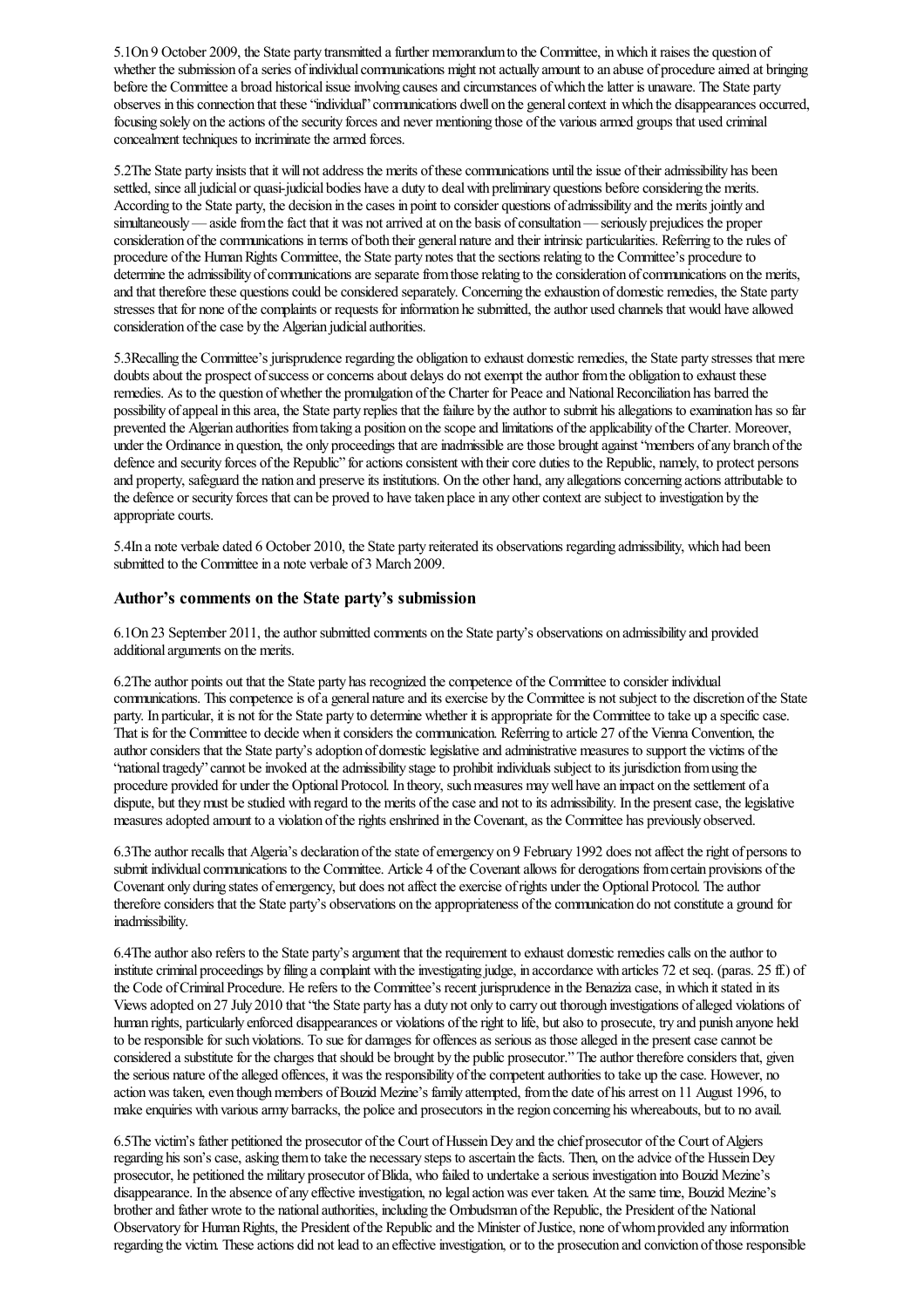5.1On 9 October 2009, the State party transmitted a further memorandum to the Committee, in which it raises the question of whether the submission of a series of individual communications might not actually amount to an abuse of procedure aimed at bringing before the Committee a broad historical issue involving causes and circumstances of which the latter is unaware. The State party observes in this connection that these "individual" communications dwell on the general context in which the disappearances occurred, focusing solely on the actions of the security forces and never mentioning those of the various armed groups that used criminal concealment techniques to incriminate the armed forces.

5.2The State party insists that it will not address the merits of these communications until the issue of their admissibility has been settled, since all judicial or quasi-judicial bodies have a duty to deal with preliminary questions before considering the merits. According to the State party, the decision in the cases in point to consider questions of admissibility and the merits jointly and simultaneously — aside from the fact that it was not arrived at on the basis of consultation — seriously prejudices the proper consideration of the communications in terms of both their general nature and their intrinsic particularities. Referring to the rules of procedure of the Human Rights Committee, the State party notes that the sections relating to the Committee's procedure to determine the admissibility of communications are separate from those relating to the consideration of communications on the merits, and that therefore these questions could be considered separately. Concerning the exhaustion of domestic remedies, the State party stresses that for none of the complaints or requests for information he submitted, the author used channels that would have allowed consideration of the case by the Algerian judicial authorities.

5.3Recalling the Committee's jurisprudence regarding the obligation to exhaust domestic remedies, the State party stresses that mere doubts about the prospect of success or concerns about delays do not exempt the author from the obligation to exhaust these remedies. As to the question of whether the promulgation of the Charter for Peace and National Reconciliation has barred the possibility of appeal in this area, the State party replies that the failure by the author to submit his allegations to examination has so far prevented the Algerian authorities from taking a position on the scope and limitations of the applicability of the Charter. Moreover, under the Ordinance in question, the only proceedings that are inadmissible are those brought against "members of any branch of the defence and security forces of the Republic" for actions consistent with their core duties to the Republic, namely, to protect persons and property, safeguard the nation and preserve its institutions. On the other hand, any allegations concerning actions attributable to the defence or security forces that can be proved to have taken place in any other context are subject to investigation by the appropriate courts.

5.4In a note verbale dated 6 October 2010, the State party reiterated its observations regarding admissibility, which had been submitted to the Committee in a note verbale of 3 March 2009.

### Author's comments on the State party's submission

6.1On 23 September 2011, the author submitted comments on the State party's observations on admissibility and provided additional arguments on the merits.

6.2The author points out that the State party has recognized the competence of the Committee to consider individual communications. This competence is of a general nature and its exercise by the Committee is not subject to the discretion of the State party. In particular, it is not for the State party to determine whether it is appropriate for the Committee to take up a specific case. That is for the Committee to decide when it considers the communication. Referring to article 27 of the Vienna Convention, the author considers that the State party's adoption of domestic legislative and administrative measures to support the victims of the "national tragedy" cannot be invoked at the admissibility stage to prohibit individuals subject to its jurisdiction from using the procedure provided for under the Optional Protocol. In theory, such measures may well have an impact on the settlement of a dispute, but they must be studied with regard to the merits of the case and not to its admissibility. In the present case, the legislative measures adopted amount to a violation of the rights enshrined in the Covenant, as the Committee has previously observed.

6.3The author recalls that Algeria's declaration of the state of emergency on 9 February 1992 does not affect the right of persons to submit individual communications to the Committee. Article 4 of the Covenant allows for derogations from certain provisions of the Covenant only during states of emergency, but does not affect the exercise of rights under the Optional Protocol. The author therefore considers that the State party's observations on the appropriateness of the communication do not constitute a ground for inadmissibility.

6.4The author also refers to the State party's argument that the requirement to exhaust domestic remedies calls on the author to institute criminal proceedings by filing a complaint with the investigating judge, in accordance with articles 72 et seq. (paras. 25 ff.) of the Code of Criminal Procedure. He refers to the Committee's recent jurisprudence in the Benaziza case, in which it stated in its Views adopted on 27 July 2010 that "the State party has a duty not only to carry out thorough investigations of alleged violations of human rights, particularly enforced disappearances or violations of the right to life, but also to prosecute, try and punish anyone held to be responsible for such violations. To sue for damages for offences as serious as those alleged in the present case cannot be considered a substitute for the charges that should be brought by the public prosecutor." The author therefore considers that, given the serious nature of the alleged offences, it was the responsibility of the competent authorities to take up the case. However, no action was taken, even though members of Bouzid Mezine's family attempted, from the date of his arrest on 11 August 1996, to make enquiries with various army barracks, the police and prosecutors in the region concerning his whereabouts, but to no avail.

6.5The victim's father petitioned the prosecutor of the Court of Hussein Dey and the chief prosecutor of the Court of Algiers regarding his son's case, asking them to take the necessary steps to ascertain the facts. Then, on the advice of the Hussein Dey prosecutor, he petitioned the military prosecutor of Blida, who failed to undertake a serious investigation into Bouzid Mezine's disappearance. In the absence of any effective investigation, no legal action was ever taken. At the same time, Bouzid Mezine's brother and father wrote to the national authorities, including the Ombudsman of the Republic, the President of the National Observatory for Human Rights, the President of the Republic and the Minister of Justice, none of whom provided any information regarding the victim. These actions did not lead to an effective investigation, or to the prosecution and conviction of those responsible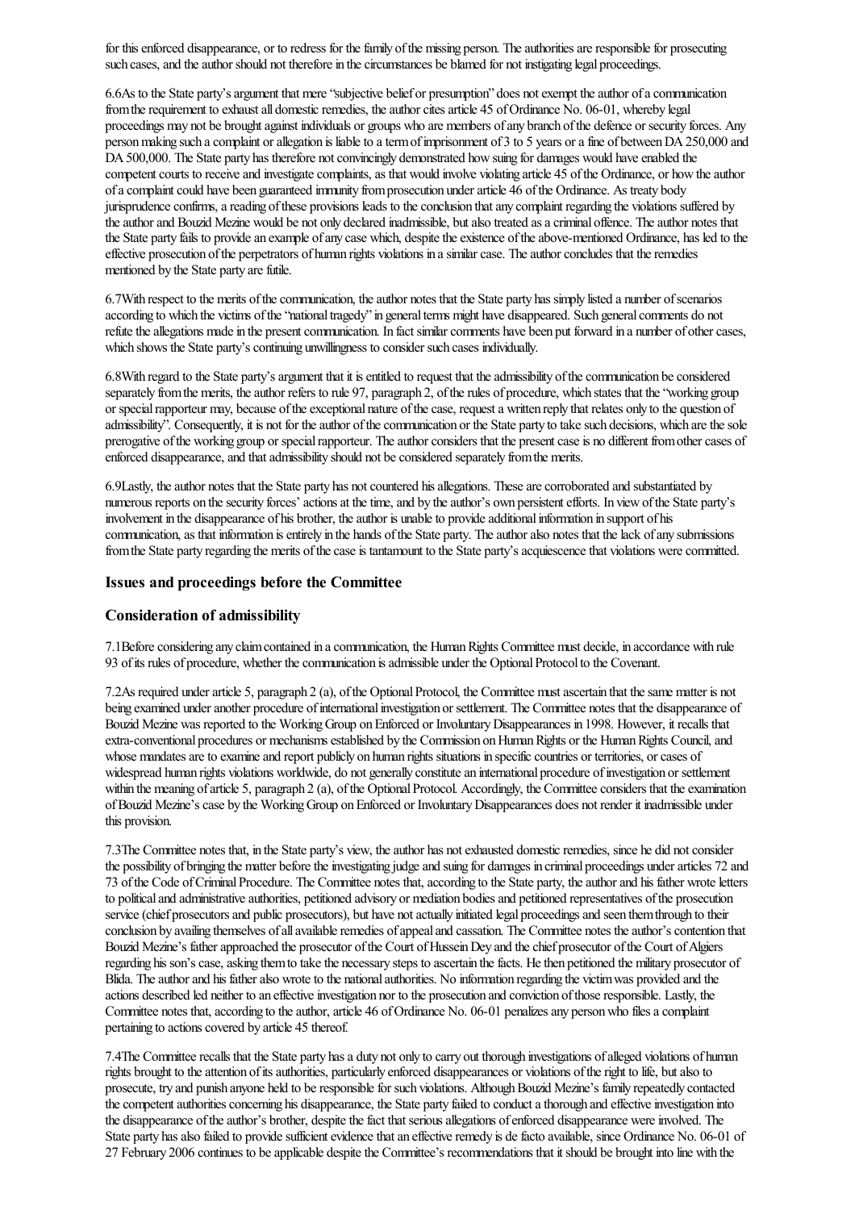for this enforced disappearance, or to redress for the family of the missing person. The authorities are responsible for prosecuting such cases, and the author should not therefore in the circumstances be blamed for not instigating legal proceedings.

6.6As to the State party's argument that mere "subjective belief or presumption" does not exempt the author of a communication from the requirement to exhaust all domestic remedies, the author cites article 45 of Ordinance No. 06-01, whereby legal proceedings may not be brought against individuals or groups who are members of any branch of the defence or security forces. Any person making such a complaint or allegation is liable to a term of imprisonment of 3 to 5 years or a fine of between DA 250,000 and DA 500,000. The State party has therefore not convincingly demonstrated how suing for damages would have enabled the competent courts to receive and investigate complaints, as that would involve violating article 45 of the Ordinance, or how the author of a complaint could have been guaranteed immunity from prosecution under article 46 of the Ordinance. As treaty body jurisprudence confirms, a reading of these provisions leads to the conclusion that any complaint regarding the violations suffered by the author and Bouzid Mezine would be not only declared inadmissible, but also treated as a criminal offence. The author notes that the State party fails to provide an example of any case which, despite the existence of the above-mentioned Ordinance, has led to the effective prosecution of the perpetrators of human rights violations in a similar case. The author concludes that the remedies mentioned by the State party are futile.

6.7With respect to the merits of the communication, the author notes that the State party has simply listed a number of scenarios according to which the victims of the "national tragedy" in general terms might have disappeared. Such general comments do not refute the allegations made in the present communication. In fact similar comments have been put forward in a number of other cases, which shows the State party's continuing unwillingness to consider such cases individually.

6.8With regard to the State party's argument that it is entitled to request that the admissibility of the communication be considered separately from the merits, the author refers to rule 97, paragraph 2, of the rules of procedure, which states that the "working group or special rapporteur may, because of the exceptional nature of the case, request a written reply that relates only to the question of admissibility". Consequently, it is not for the author of the communication or the State party to take such decisions, which are the sole prerogative of the working group or special rapporteur. The author considers that the present case is no different from other cases of enforced disappearance, and that admissibility should not be considered separately from the merits.

6.9Lastly, the author notes that the State party has not countered his allegations. These are corroborated and substantiated by numerous reports on the security forces' actions at the time, and by the author's own persistent efforts. In view of the State party's involvement in the disappearance of his brother, the author is unable to provide additional information in support of his communication, as that information is entirely in the hands of the State party. The author also notes that the lack of any submissions from the State party regarding the merits of the case is tantamount to the State party's acquiescence that violations were committed.

### Issues and proceedings before the Committee

### Consideration of admissibility

7.1Before considering any claim contained in a communication, the Human Rights Committee must decide, in accordance with rule 93 of its rules of procedure, whether the communication is admissible under the Optional Protocol to the Covenant.

7.2As required under article 5, paragraph 2 (a), of the Optional Protocol, the Committee must ascertain that the same matter is not being examined under another procedure of international investigation or settlement. The Committee notes that the disappearance of Bouzid Mezine was reported to the Working Group on Enforced or Involuntary Disappearances in 1998. However, it recalls that extra-conventional procedures or mechanisms established by the Commission on Human Rights or the Human Rights Council, and whose mandates are to examine and report publicly on human rights situations in specific countries or territories, or cases of widespread human rights violations worldwide, do not generally constitute an international procedure of investigation or settlement within the meaning of article 5, paragraph 2 (a), of the Optional Protocol. Accordingly, the Committee considers that the examination of Bouzid Mezine's case by the Working Group on Enforced or Involuntary Disappearances does not render it inadmissible under this provision.

7.3The Committee notes that, in the State party's view, the author has not exhausted domestic remedies, since he did not consider the possibility of bringing the matter before the investigating judge and suing for damages in criminal proceedings under articles 72 and 73 of the Code of Criminal Procedure. The Committee notes that, according to the State party, the author and his father wrote letters to political and administrative authorities, petitioned advisory or mediation bodies and petitioned representatives of the prosecution service (chief prosecutors and public prosecutors), but have not actually initiated legal proceedings and seen them through to their conclusion by availing themselves of all available remedies of appeal and cassation. The Committee notes the author's contention that Bouzid Mezine's father approached the prosecutor of the Court of Hussein Dey and the chief prosecutor of the Court of Algiers regarding his son's case, asking them to take the necessary steps to ascertain the facts. He then petitioned the military prosecutor of Blida. The author and his father also wrote to the national authorities. No information regarding the victim was provided and the actions described led neither to an effective investigation nor to the prosecution and conviction of those responsible. Lastly, the Committee notes that, according to the author, article 46 of Ordinance No. 06-01 penalizes any person who files a complaint pertaining to actions covered by article 45 thereof.

7.4The Committee recalls that the State party has a duty not only to carry out thorough investigations of alleged violations of human rights brought to the attention of its authorities, particularly enforced disappearances or violations of the right to life, but also to prosecute, try and punish anyone held to be responsible for such violations. Although Bouzid Mezine's family repeatedly contacted the competent authorities concerning his disappearance, the State party failed to conduct a thorough and effective investigation into the disappearance of the author's brother, despite the fact that serious allegations of enforced disappearance were involved. The State party has also failed to provide sufficient evidence that an effective remedy is de facto available, since Ordinance No. 06-01 of 27 February 2006 continues to be applicable despite the Committee's recommendations that it should be brought into line with the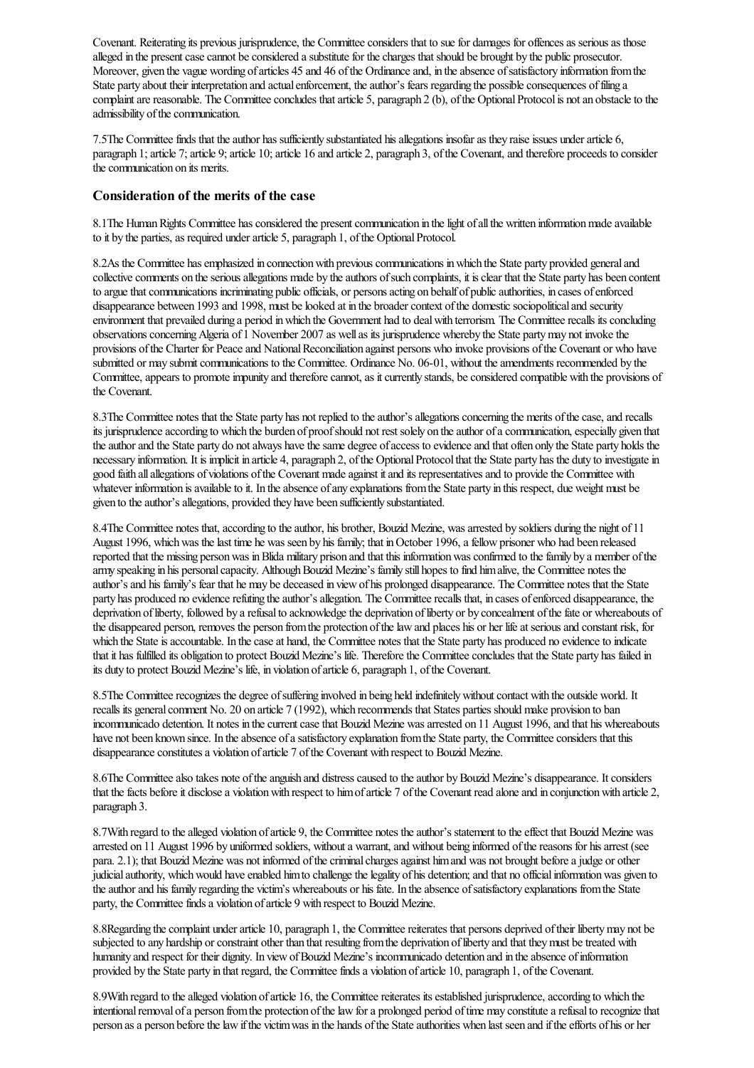Covenant. Reiterating its previous jurisprudence, the Committee considers that to sue for damages for offences as serious as those alleged in the present case cannot be considered a substitute for the charges that should be brought by the public prosecutor. Moreover, given the vague wording of articles 45 and 46 of the Ordinance and, in the absence of satisfactory information from the State party about their interpretation and actual enforcement, the author's fears regarding the possible consequences of filing a complaint are reasonable. The Committee concludes that article 5, paragraph 2 (b), of the Optional Protocol is not an obstacle to the admissibility of the communication.

7.5 The Committee finds that the author has sufficiently substantiated his allegations insofar as they raise issues under article 6, paragraph 1; article 7; article 9; article 10; article 16 and article 2, paragraph 3, of the Covenant, and therefore proceeds to consider the communication on its merits.

### Consideration of the merits of the case

8.1 The Human Rights Committee has considered the present communication in the light of all the written information made available to it by the parties, as required under article 5, paragraph 1, of the Optional Protocol.

8.2 As the Committee has emphasized in connection with previous communications in which the State party provided general and collective comments on the serious allegations made by the authors of such complaints, it is clear that the State party has been content to argue that communications incriminating public officials, or persons acting on behalf of public authorities, in cases of enforced disappearance between 1993 and 1998, must be looked at in the broader context of the domestic sociopolitical and security environment that prevailed during a period in which the Government had to deal with terrorism. The Committee recalls its concluding observations concerning Algeria of 1 November 2007 as well as its jurisprudence whereby the State party may not invoke the provisions of the Charter for Peace and National Reconciliation against persons who invoke provisions of the Covenant or who have submitted or may submit communications to the Committee. Ordinance No. 06-01, without the amendments recommended by the Committee, appears to promote impunity and therefore cannot, as it currently stands, be considered compatible with the provisions of the Covenant.

8.3 The Committee notes that the State party has not replied to the author's allegations concerning the merits of the case, and recalls its jurisprudence according to which the burden of proof should not rest solely on the author of a communication, especially given that the author and the State party do not always have the same degree of access to evidence and that often only the State party holds the necessary information. It is implicit in article 4, paragraph 2, of the Optional Protocol that the State party has the duty to investigate in good faith all allegations of violations of the Covenant made against it and its representatives and to provide the Committee with whatever information is available to it. In the absence of any explanations from the State party in this respect, due weight must be given to the author's allegations, provided they have been sufficiently substantiated.

8.4 The Committee notes that, according to the author, his brother, Bouzid Mezine, was arrested by soldiers during the night of 11 August 1996, which was the last time he was seen by his family; that in October 1996, a fellow prisoner who had been released reported that the missing person was in Blida military prison and that this information was confirmed to the family by a member of the army speaking in his personal capacity. Although Bouzid Mezine's family still hopes to find him alive, the Committee notes the author's and his family's fear that he may be deceased in view of his prolonged disappearance. The Committee notes that the State party has produced no evidence refuting the author's allegation. The Committee recalls that, in cases of enforced disappearance, the deprivation of liberty, followed by a refusal to acknowledge the deprivation of liberty or by concealment of the fate or whereabouts of the disappeared person, removes the person from the protection of the law and places his or her life at serious and constant risk, for which the State is accountable. In the case at hand, the Committee notes that the State party has produced no evidence to indicate that it has fulfilled its obligation to protect Bouzid Mezine's life. Therefore the Committee concludes that the State party has failed in its duty to protect Bouzid Mezine's life, in violation of article 6, paragraph 1, of the Covenant.

8.5 The Committee recognizes the degree of suffering involved in being held indefinitely without contact with the outside world. It recalls its general comment No. 20 on article 7 (1992), which recommends that States parties should make provision to ban incommunicado detention. It notes in the current case that Bouzid Mezine was arrested on 11 August 1996, and that his whereabouts have not been known since. In the absence of a satisfactory explanation from the State party, the Committee considers that this disappearance constitutes a violation of article 7 of the Covenant with respect to Bouzid Mezine.

8.6 The Committee also takes note of the anguish and distress caused to the author by Bouzid Mezine's disappearance. It considers that the facts before it disclose a violation with respect to him of article 7 of the Covenant read alone and in conjunction with article 2, paragraph 3.

8.7 With regard to the alleged violation of article 9, the Committee notes the author's statement to the effect that Bouzid Mezine was arrested on 11 August 1996 by uniformed soldiers, without a warrant, and without being informed of the reasons for his arrest (see para. 2.1); that Bouzid Mezine was not informed of the criminal charges against him and was not brought before a judge or other judicial authority, which would have enabled him to challenge the legality of his detention; and that no official information was given to the author and his family regarding the victim's whereabouts or his fate. In the absence of satisfactory explanations from the State party, the Committee finds a violation of article 9 with respect to Bouzid Mezine.

8.8 Regarding the complaint under article 10, paragraph 1, the Committee reiterates that persons deprived of their liberty may not be subjected to any hardship or constraint other than that resulting from the deprivation of liberty and that they must be treated with humanity and respect for their dignity. In view of Bouzid Mezine's incommunicado detention and in the absence of information provided by the State party in that regard, the Committee finds a violation of article 10, paragraph 1, of the Covenant.

8.9 With regard to the alleged violation of article 16, the Committee reiterates its established jurisprudence, according to which the intentional removal of a person from the protection of the law for a prolonged period of time may constitute a refusal to recognize that person as a person before the law if the victim was in the hands of the State authorities when last seen and if the efforts of his or her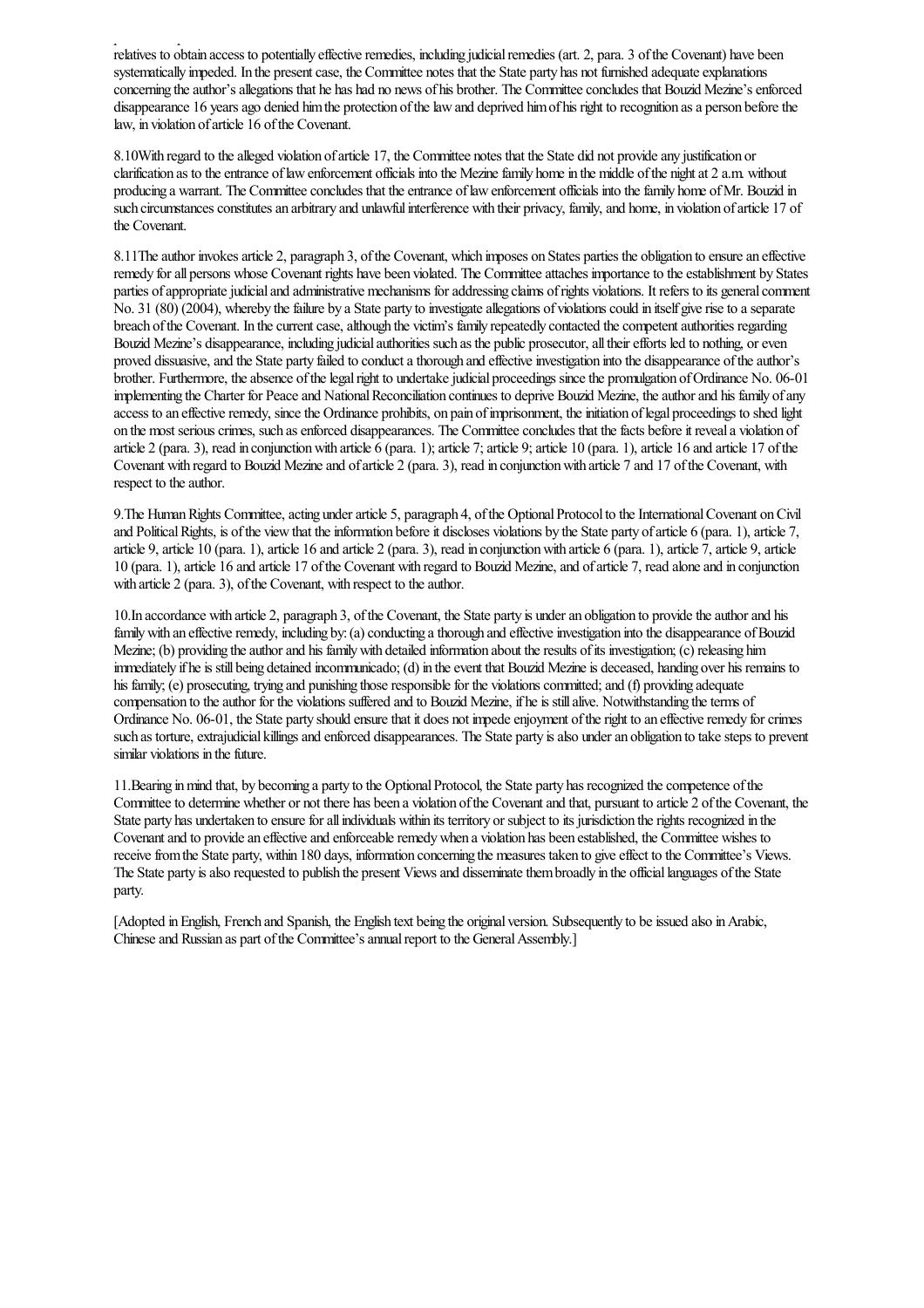relatives to obtain access to potentially effective remedies, including judicial remedies (art. 2, para. 3 of the Covenant) have been systematically impeded. In the present case, the Committee notes that the State party has not furnished adequate explanations concerning the author's allegations that he has had no news of his brother. The Committee concludes that Bouzid Mezine's enforced disappearance 16 years ago denied him the protection of the law and deprived him of his right to recognition as a person before the law, in violation of article 16 of the Covenant.

8.10With regard to the alleged violation of article 17, the Committee notes that the State did not provide any justification or clarification as to the entrance of law enforcement officials into the Mezine family home in the middle of the night at 2 a.m. without producing a warrant. The Committee concludes that the entrance of law enforcement officials into the family home of Mr. Bouzid in such circumstances constitutes an arbitrary and unlawful interference with their privacy, family, and home, in violation of article 17 of the Covenant.

8.11The author invokes article 2, paragraph 3, of the Covenant, which imposes on States parties the obligation to ensure an effective remedy for all persons whose Covenant rights have been violated. The Committee attaches importance to the establishment by States parties of appropriate judicial and administrative mechanisms for addressing claims of rights violations. It refers to its general comment No. 31 (80) (2004), whereby the failure by a State party to investigate allegations of violations could in itself give rise to a separate breach of the Covenant. In the current case, although the victim's family repeatedly contacted the competent authorities regarding Bouzid Mezine's disappearance, including judicial authorities such as the public prosecutor, all their efforts led to nothing, or even proved dissuasive, and the State party failed to conduct a thorough and effective investigation into the disappearance of the author's brother. Furthermore, the absence of the legal right to undertake judicial proceedings since the promulgation of Ordinance No. 06-01 implementing the Charter for Peace and National Reconciliation continues to deprive Bouzid Mezine, the author and his family of any access to an effective remedy, since the Ordinance prohibits, on pain of imprisonment, the initiation of legal proceedings to shed light on the most serious crimes, such as enforced disappearances. The Committee concludes that the facts before it reveal a violation of article 2 (para. 3), read in conjunction with article 6 (para. 1); article 7; article 9; article 10 (para. 1), article 16 and article 17 of the Covenant with regard to Bouzid Mezine and of article 2 (para. 3), read in conjunction with article 7 and 17 of the Covenant, with respect to the author.

9.The Human Rights Committee, acting under article 5, paragraph 4, of the Optional Protocol to the International Covenant on Civil and Political Rights, is of the view that the information before it discloses violations by the State party of article 6 (para. 1), article 7, article 9, article 10 (para. 1), article 16 and article 2 (para. 3), read in conjunction with article 6 (para. 1), article 7, article 9, article 10 (para. 1), article 16 and article 17 of the Covenant with regard to Bouzid Mezine, and of article 7, read alone and in conjunction with article 2 (para. 3), of the Covenant, with respect to the author.

10.In accordance with article 2, paragraph 3, of the Covenant, the State party is under an obligation to provide the author and his family with an effective remedy, including by: (a) conducting a thorough and effective investigation into the disappearance of Bouzid Mezine; (b) providing the author and his family with detailed information about the results of its investigation; (c) releasing him immediately if he is still being detained incommunicado; (d) in the event that Bouzid Mezine is deceased, handing over his remains to his family; (e) prosecuting, trying and punishing those responsible for the violations committed; and (f) providing adequate compensation to the author for the violations suffered and to Bouzid Mezine, if he is still alive. Notwithstanding the terms of Ordinance No. 06-01, the State party should ensure that it does not impede enjoyment of the right to an effective remedy for crimes such as torture, extrajudicial killings and enforced disappearances. The State party is also under an obligation to take steps to prevent similar violations in the future.

11.Bearing in mind that, by becoming a party to the Optional Protocol, the State party has recognized the competence of the Committee to determine whether or not there has been a violation of the Covenant and that, pursuant to article 2 of the Covenant, the State party has undertaken to ensure for all individuals within its territory or subject to its jurisdiction the rights recognized in the Covenant and to provide an effective and enforceable remedy when a violation has been established, the Committee wishes to receive from the State party, within 180 days, information concerning the measures taken to give effect to the Committee's Views. The State party is also requested to publish the present Views and disseminate them broadly in the official languages of the State party.

[Adopted in English, French and Spanish, the English text being the original version. Subsequently to be issued also in Arabic, Chinese and Russian as part of the Committee's annual report to the General Assembly.]